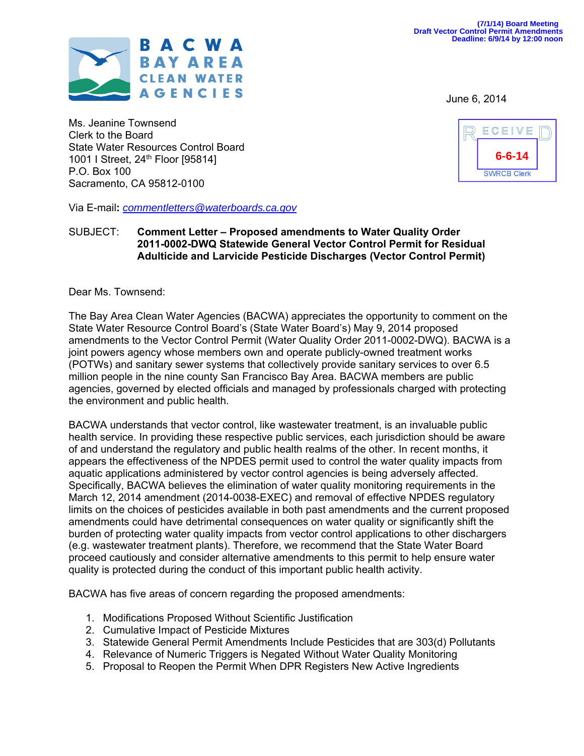(7/1/14) Board Meeting
Draft Vector Control Permit Amendments
Deadline: 6/9/14 by 12:00 noon

**BACWA**
**BAY AREA CLEAN WATER AGENCIES**

June 6, 2014

RECEIVED
6-6-14
SWRCB Clerk

Ms. Jeanine Townsend
Clerk to the Board
State Water Resources Control Board
1001 I Street, 24th Floor [95814]
P.O. Box 100
Sacramento, CA 95812-0100

Via E-mail: *commentletters@waterboards.ca.gov*

SUBJECT: **Comment Letter – Proposed amendments to Water Quality Order 2011-0002-DWQ Statewide General Vector Control Permit for Residual Adulticide and Larvicide Pesticide Discharges (Vector Control Permit)**

Dear Ms. Townsend:

The Bay Area Clean Water Agencies (BACWA) appreciates the opportunity to comment on the State Water Resource Control Board's (State Water Board's) May 9, 2014 proposed amendments to the Vector Control Permit (Water Quality Order 2011-0002-DWQ). BACWA is a joint powers agency whose members own and operate publicly-owned treatment works (POTWs) and sanitary sewer systems that collectively provide sanitary services to over 6.5 million people in the nine county San Francisco Bay Area. BACWA members are public agencies, governed by elected officials and managed by professionals charged with protecting the environment and public health.

BACWA understands that vector control, like wastewater treatment, is an invaluable public health service. In providing these respective public services, each jurisdiction should be aware of and understand the regulatory and public health realms of the other. In recent months, it appears the effectiveness of the NPDES permit used to control the water quality impacts from aquatic applications administered by vector control agencies is being adversely affected. Specifically, BACWA believes the elimination of water quality monitoring requirements in the March 12, 2014 amendment (2014-0038-EXEC) and removal of effective NPDES regulatory limits on the choices of pesticides available in both past amendments and the current proposed amendments could have detrimental consequences on water quality or significantly shift the burden of protecting water quality impacts from vector control applications to other dischargers (e.g. wastewater treatment plants). Therefore, we recommend that the State Water Board proceed cautiously and consider alternative amendments to this permit to help ensure water quality is protected during the conduct of this important public health activity.

BACWA has five areas of concern regarding the proposed amendments:

1. Modifications Proposed Without Scientific Justification
2. Cumulative Impact of Pesticide Mixtures
3. Statewide General Permit Amendments Include Pesticides that are 303(d) Pollutants
4. Relevance of Numeric Triggers is Negated Without Water Quality Monitoring
5. Proposal to Reopen the Permit When DPR Registers New Active Ingredients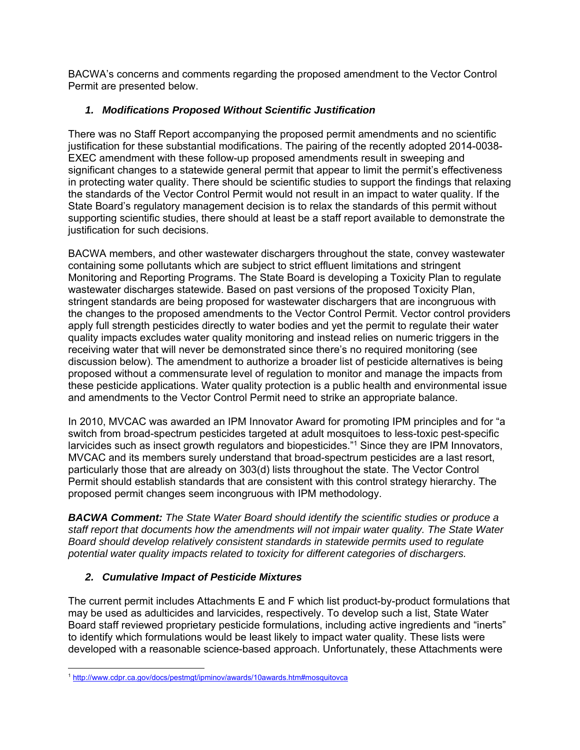BACWA's concerns and comments regarding the proposed amendment to the Vector Control Permit are presented below.

### *1. Modifications Proposed Without Scientific Justification*

There was no Staff Report accompanying the proposed permit amendments and no scientific justification for these substantial modifications. The pairing of the recently adopted 2014-0038-EXEC amendment with these follow-up proposed amendments result in sweeping and significant changes to a statewide general permit that appear to limit the permit's effectiveness in protecting water quality. There should be scientific studies to support the findings that relaxing the standards of the Vector Control Permit would not result in an impact to water quality. If the State Board's regulatory management decision is to relax the standards of this permit without supporting scientific studies, there should at least be a staff report available to demonstrate the justification for such decisions.

BACWA members, and other wastewater dischargers throughout the state, convey wastewater containing some pollutants which are subject to strict effluent limitations and stringent Monitoring and Reporting Programs. The State Board is developing a Toxicity Plan to regulate wastewater discharges statewide. Based on past versions of the proposed Toxicity Plan, stringent standards are being proposed for wastewater dischargers that are incongruous with the changes to the proposed amendments to the Vector Control Permit. Vector control providers apply full strength pesticides directly to water bodies and yet the permit to regulate their water quality impacts excludes water quality monitoring and instead relies on numeric triggers in the receiving water that will never be demonstrated since there's no required monitoring (see discussion below). The amendment to authorize a broader list of pesticide alternatives is being proposed without a commensurate level of regulation to monitor and manage the impacts from these pesticide applications. Water quality protection is a public health and environmental issue and amendments to the Vector Control Permit need to strike an appropriate balance.

In 2010, MVCAC was awarded an IPM Innovator Award for promoting IPM principles and for "a switch from broad-spectrum pesticides targeted at adult mosquitoes to less-toxic pest-specific larvicides such as insect growth regulators and biopesticides."[1] Since they are IPM Innovators, MVCAC and its members surely understand that broad-spectrum pesticides are a last resort, particularly those that are already on 303(d) lists throughout the state. The Vector Control Permit should establish standards that are consistent with this control strategy hierarchy. The proposed permit changes seem incongruous with IPM methodology.

***BACWA Comment:*** *The State Water Board should identify the scientific studies or produce a staff report that documents how the amendments will not impair water quality. The State Water Board should develop relatively consistent standards in statewide permits used to regulate potential water quality impacts related to toxicity for different categories of dischargers.*

### *2. Cumulative Impact of Pesticide Mixtures*

The current permit includes Attachments E and F which list product-by-product formulations that may be used as adulticides and larvicides, respectively. To develop such a list, State Water Board staff reviewed proprietary pesticide formulations, including active ingredients and "inerts" to identify which formulations would be least likely to impact water quality. These lists were developed with a reasonable science-based approach. Unfortunately, these Attachments were

[1] http://www.cdpr.ca.gov/docs/pestmgt/ipminov/awards/10awards.htm#mosquitovca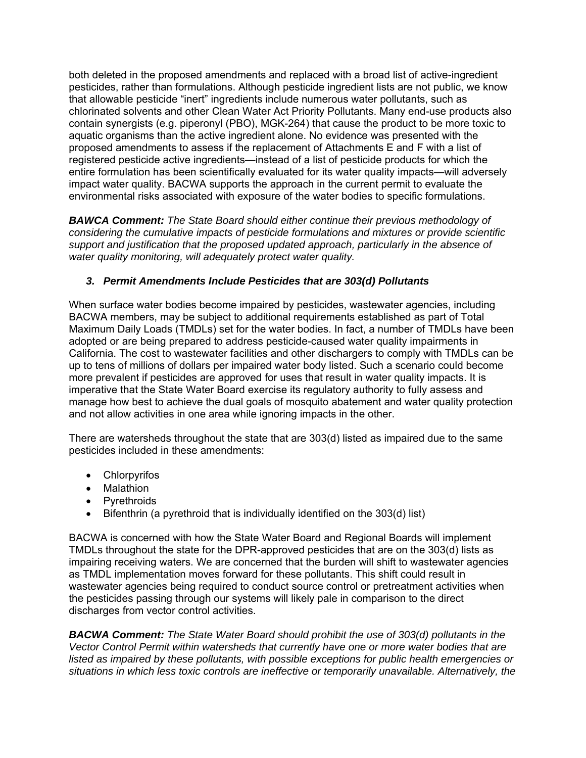both deleted in the proposed amendments and replaced with a broad list of active-ingredient pesticides, rather than formulations. Although pesticide ingredient lists are not public, we know that allowable pesticide "inert" ingredients include numerous water pollutants, such as chlorinated solvents and other Clean Water Act Priority Pollutants. Many end-use products also contain synergists (e.g. piperonyl (PBO), MGK-264) that cause the product to be more toxic to aquatic organisms than the active ingredient alone. No evidence was presented with the proposed amendments to assess if the replacement of Attachments E and F with a list of registered pesticide active ingredients—instead of a list of pesticide products for which the entire formulation has been scientifically evaluated for its water quality impacts—will adversely impact water quality. BACWA supports the approach in the current permit to evaluate the environmental risks associated with exposure of the water bodies to specific formulations.

***BAWCA Comment:*** *The State Board should either continue their previous methodology of considering the cumulative impacts of pesticide formulations and mixtures or provide scientific support and justification that the proposed updated approach, particularly in the absence of water quality monitoring, will adequately protect water quality.*

### *3. Permit Amendments Include Pesticides that are 303(d) Pollutants*

When surface water bodies become impaired by pesticides, wastewater agencies, including BACWA members, may be subject to additional requirements established as part of Total Maximum Daily Loads (TMDLs) set for the water bodies. In fact, a number of TMDLs have been adopted or are being prepared to address pesticide-caused water quality impairments in California. The cost to wastewater facilities and other dischargers to comply with TMDLs can be up to tens of millions of dollars per impaired water body listed. Such a scenario could become more prevalent if pesticides are approved for uses that result in water quality impacts. It is imperative that the State Water Board exercise its regulatory authority to fully assess and manage how best to achieve the dual goals of mosquito abatement and water quality protection and not allow activities in one area while ignoring impacts in the other.

There are watersheds throughout the state that are 303(d) listed as impaired due to the same pesticides included in these amendments:

- Chlorpyrifos
- Malathion
- Pyrethroids
- Bifenthrin (a pyrethroid that is individually identified on the 303(d) list)

BACWA is concerned with how the State Water Board and Regional Boards will implement TMDLs throughout the state for the DPR-approved pesticides that are on the 303(d) lists as impairing receiving waters. We are concerned that the burden will shift to wastewater agencies as TMDL implementation moves forward for these pollutants. This shift could result in wastewater agencies being required to conduct source control or pretreatment activities when the pesticides passing through our systems will likely pale in comparison to the direct discharges from vector control activities.

***BACWA Comment:*** *The State Water Board should prohibit the use of 303(d) pollutants in the Vector Control Permit within watersheds that currently have one or more water bodies that are listed as impaired by these pollutants, with possible exceptions for public health emergencies or situations in which less toxic controls are ineffective or temporarily unavailable. Alternatively, the*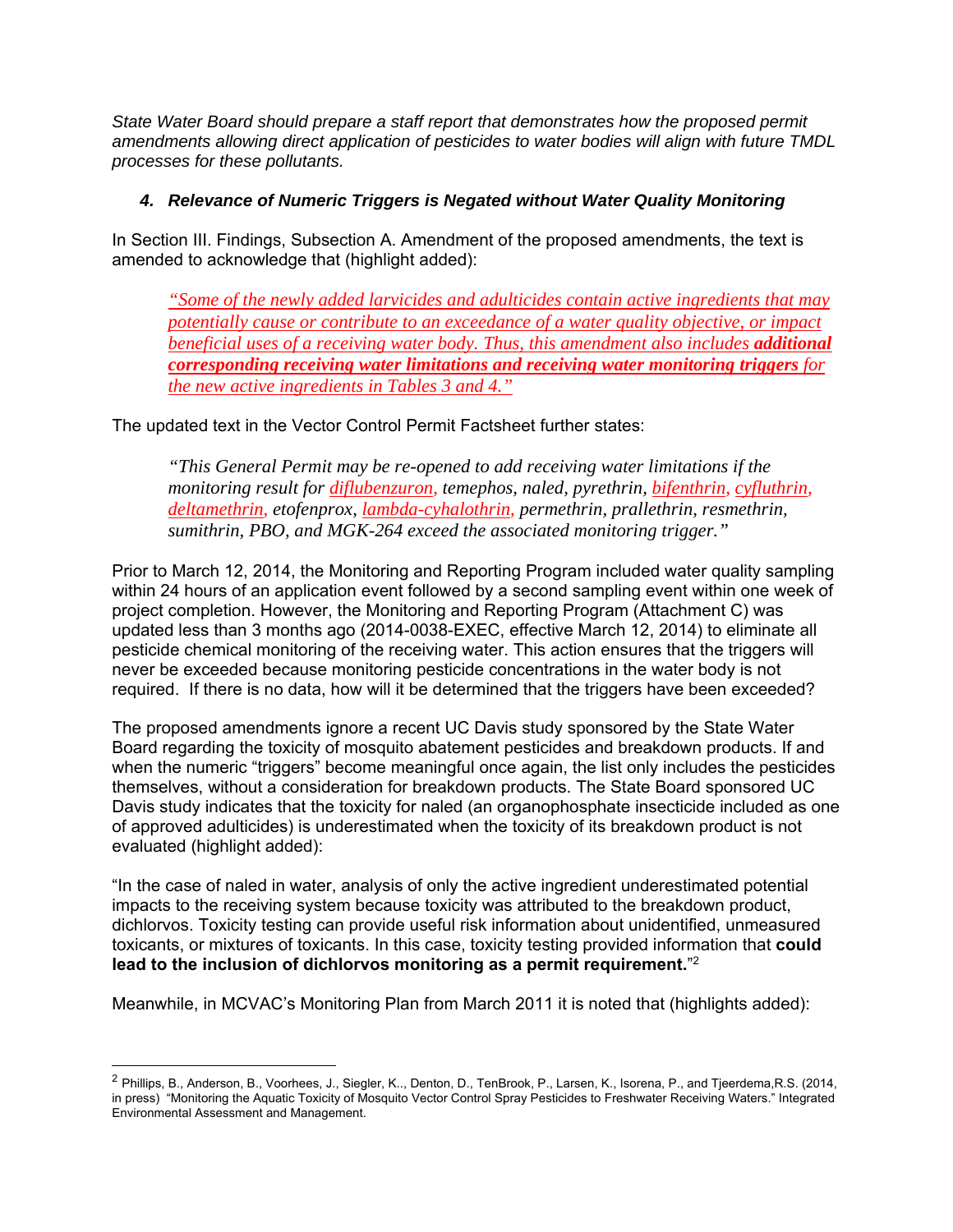*State Water Board should prepare a staff report that demonstrates how the proposed permit amendments allowing direct application of pesticides to water bodies will align with future TMDL processes for these pollutants.*

### *4. Relevance of Numeric Triggers is Negated without Water Quality Monitoring*

In Section III. Findings, Subsection A. Amendment of the proposed amendments, the text is amended to acknowledge that (highlight added):

> *"Some of the newly added larvicides and adulticides contain active ingredients that may potentially cause or contribute to an exceedance of a water quality objective, or impact beneficial uses of a receiving water body. Thus, this amendment also includes **additional corresponding receiving water limitations and receiving water monitoring triggers** for the new active ingredients in Tables 3 and 4."*

The updated text in the Vector Control Permit Factsheet further states:

> *"This General Permit may be re-opened to add receiving water limitations if the monitoring result for diflubenzuron, temephos, naled, pyrethrin, bifenthrin, cyfluthrin, deltamethrin, etofenprox, lambda-cyhalothrin, permethrin, prallethrin, resmethrin, sumithrin, PBO, and MGK-264 exceed the associated monitoring trigger."*

Prior to March 12, 2014, the Monitoring and Reporting Program included water quality sampling within 24 hours of an application event followed by a second sampling event within one week of project completion. However, the Monitoring and Reporting Program (Attachment C) was updated less than 3 months ago (2014-0038-EXEC, effective March 12, 2014) to eliminate all pesticide chemical monitoring of the receiving water. This action ensures that the triggers will never be exceeded because monitoring pesticide concentrations in the water body is not required. If there is no data, how will it be determined that the triggers have been exceeded?

The proposed amendments ignore a recent UC Davis study sponsored by the State Water Board regarding the toxicity of mosquito abatement pesticides and breakdown products. If and when the numeric "triggers" become meaningful once again, the list only includes the pesticides themselves, without a consideration for breakdown products. The State Board sponsored UC Davis study indicates that the toxicity for naled (an organophosphate insecticide included as one of approved adulticides) is underestimated when the toxicity of its breakdown product is not evaluated (highlight added):

"In the case of naled in water, analysis of only the active ingredient underestimated potential impacts to the receiving system because toxicity was attributed to the breakdown product, dichlorvos. Toxicity testing can provide useful risk information about unidentified, unmeasured toxicants, or mixtures of toxicants. In this case, toxicity testing provided information that **could lead to the inclusion of dichlorvos monitoring as a permit requirement.**"[2]

Meanwhile, in MCVAC's Monitoring Plan from March 2011 it is noted that (highlights added):

---

[2] Phillips, B., Anderson, B., Voorhees, J., Siegler, K.., Denton, D., TenBrook, P., Larsen, K., Isorena, P., and Tjeerdema,R.S. (2014, in press) "Monitoring the Aquatic Toxicity of Mosquito Vector Control Spray Pesticides to Freshwater Receiving Waters." Integrated Environmental Assessment and Management.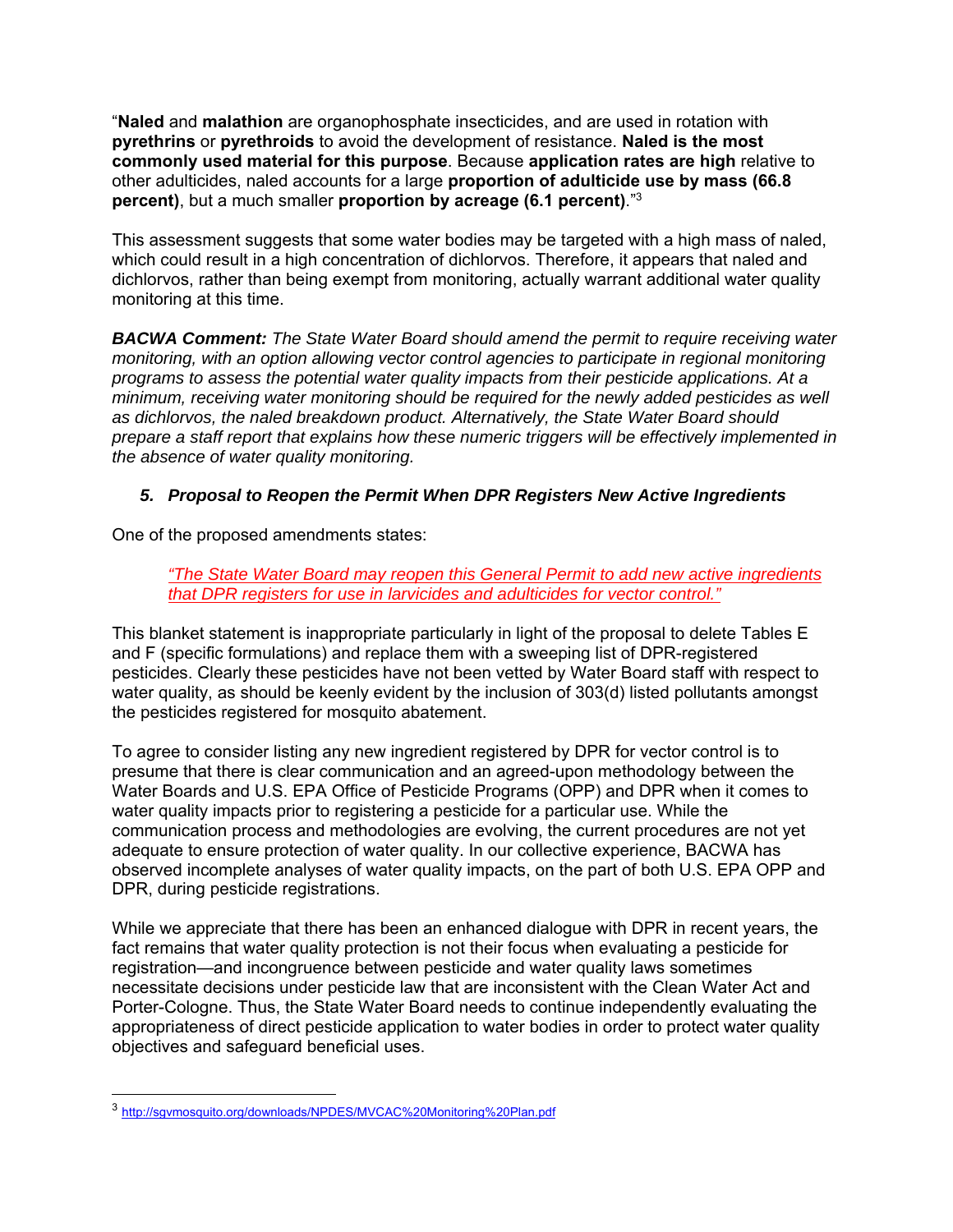"**Naled** and **malathion** are organophosphate insecticides, and are used in rotation with **pyrethrins** or **pyrethroids** to avoid the development of resistance. **Naled is the most commonly used material for this purpose**. Because **application rates are high** relative to other adulticides, naled accounts for a large **proportion of adulticide use by mass (66.8 percent)**, but a much smaller **proportion by acreage (6.1 percent)**."[3]

This assessment suggests that some water bodies may be targeted with a high mass of naled, which could result in a high concentration of dichlorvos. Therefore, it appears that naled and dichlorvos, rather than being exempt from monitoring, actually warrant additional water quality monitoring at this time.

***BACWA Comment:*** *The State Water Board should amend the permit to require receiving water monitoring, with an option allowing vector control agencies to participate in regional monitoring programs to assess the potential water quality impacts from their pesticide applications. At a minimum, receiving water monitoring should be required for the newly added pesticides as well as dichlorvos, the naled breakdown product. Alternatively, the State Water Board should prepare a staff report that explains how these numeric triggers will be effectively implemented in the absence of water quality monitoring.*

### *5. Proposal to Reopen the Permit When DPR Registers New Active Ingredients*

One of the proposed amendments states:

> *"The State Water Board may reopen this General Permit to add new active ingredients that DPR registers for use in larvicides and adulticides for vector control."*

This blanket statement is inappropriate particularly in light of the proposal to delete Tables E and F (specific formulations) and replace them with a sweeping list of DPR-registered pesticides. Clearly these pesticides have not been vetted by Water Board staff with respect to water quality, as should be keenly evident by the inclusion of 303(d) listed pollutants amongst the pesticides registered for mosquito abatement.

To agree to consider listing any new ingredient registered by DPR for vector control is to presume that there is clear communication and an agreed-upon methodology between the Water Boards and U.S. EPA Office of Pesticide Programs (OPP) and DPR when it comes to water quality impacts prior to registering a pesticide for a particular use. While the communication process and methodologies are evolving, the current procedures are not yet adequate to ensure protection of water quality. In our collective experience, BACWA has observed incomplete analyses of water quality impacts, on the part of both U.S. EPA OPP and DPR, during pesticide registrations.

While we appreciate that there has been an enhanced dialogue with DPR in recent years, the fact remains that water quality protection is not their focus when evaluating a pesticide for registration—and incongruence between pesticide and water quality laws sometimes necessitate decisions under pesticide law that are inconsistent with the Clean Water Act and Porter-Cologne. Thus, the State Water Board needs to continue independently evaluating the appropriateness of direct pesticide application to water bodies in order to protect water quality objectives and safeguard beneficial uses.

---

[3] http://sgvmosquito.org/downloads/NPDES/MVCAC%20Monitoring%20Plan.pdf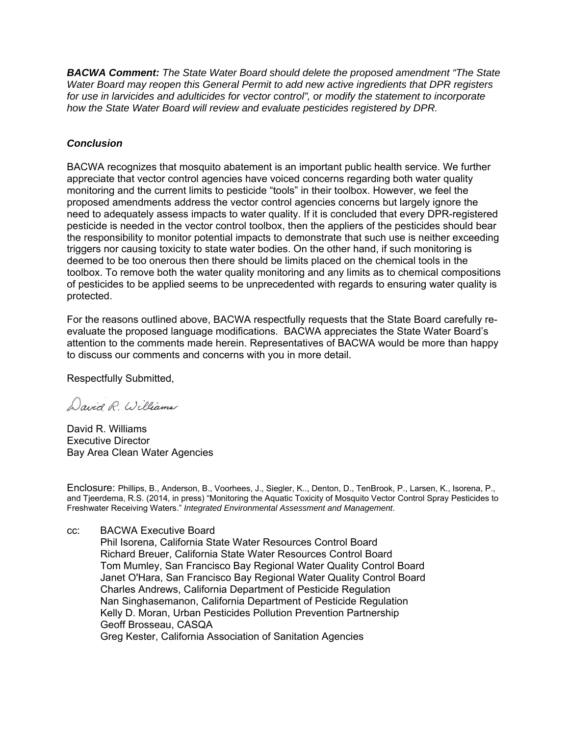***BACWA Comment:** The State Water Board should delete the proposed amendment "The State Water Board may reopen this General Permit to add new active ingredients that DPR registers for use in larvicides and adulticides for vector control", or modify the statement to incorporate how the State Water Board will review and evaluate pesticides registered by DPR.*

### *Conclusion*

BACWA recognizes that mosquito abatement is an important public health service. We further appreciate that vector control agencies have voiced concerns regarding both water quality monitoring and the current limits to pesticide "tools" in their toolbox. However, we feel the proposed amendments address the vector control agencies concerns but largely ignore the need to adequately assess impacts to water quality. If it is concluded that every DPR-registered pesticide is needed in the vector control toolbox, then the appliers of the pesticides should bear the responsibility to monitor potential impacts to demonstrate that such use is neither exceeding triggers nor causing toxicity to state water bodies. On the other hand, if such monitoring is deemed to be too onerous then there should be limits placed on the chemical tools in the toolbox. To remove both the water quality monitoring and any limits as to chemical compositions of pesticides to be applied seems to be unprecedented with regards to ensuring water quality is protected.

For the reasons outlined above, BACWA respectfully requests that the State Board carefully re-evaluate the proposed language modifications. BACWA appreciates the State Water Board's attention to the comments made herein. Representatives of BACWA would be more than happy to discuss our comments and concerns with you in more detail.

Respectfully Submitted,

David R. Williams

David R. Williams
Executive Director
Bay Area Clean Water Agencies

Enclosure: Phillips, B., Anderson, B., Voorhees, J., Siegler, K.., Denton, D., TenBrook, P., Larsen, K., Isorena, P., and Tjeerdema, R.S. (2014, in press) "Monitoring the Aquatic Toxicity of Mosquito Vector Control Spray Pesticides to Freshwater Receiving Waters." *Integrated Environmental Assessment and Management*.

cc: BACWA Executive Board
Phil Isorena, California State Water Resources Control Board
Richard Breuer, California State Water Resources Control Board
Tom Mumley, San Francisco Bay Regional Water Quality Control Board
Janet O'Hara, San Francisco Bay Regional Water Quality Control Board
Charles Andrews, California Department of Pesticide Regulation
Nan Singhasemanon, California Department of Pesticide Regulation
Kelly D. Moran, Urban Pesticides Pollution Prevention Partnership
Geoff Brosseau, CASQA
Greg Kester, California Association of Sanitation Agencies